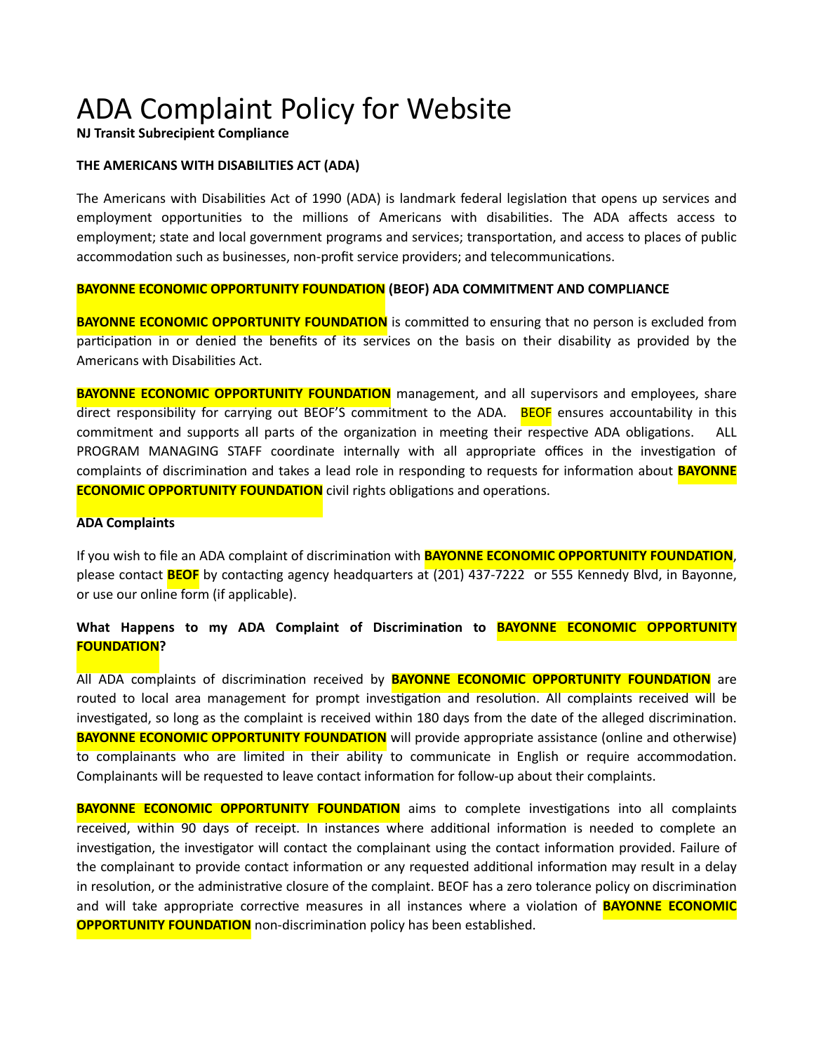# ADA Complaint Policy for Website

**NJ Transit Subrecipient Compliance**

**THE AMERICANS WITH DISABILITIES ACT (ADA)**

The Americans with Disabilities Act of 1990 (ADA) is landmark federal legislation that opens up services and employment opportunities to the millions of Americans with disabilities. The ADA affects access to employment; state and local government programs and services; transportation, and access to places of public accommodation such as businesses, non-profit service providers; and telecommunications.

**BAYONNE ECONOMIC OPPORTUNITY FOUNDATION (BEOF) ADA COMMITMENT AND COMPLIANCE**

**BAYONNE ECONOMIC OPPORTUNITY FOUNDATION** is committed to ensuring that no person is excluded from participation in or denied the benefits of its services on the basis on their disability as provided by the Americans with Disabilities Act.

**BAYONNE ECONOMIC OPPORTUNITY FOUNDATION** management, and all supervisors and employees, share direct responsibility for carrying out BEOF'S commitment to the ADA. BEOF ensures accountability in this commitment and supports all parts of the organization in meeting their respective ADA obligations. ALL PROGRAM MANAGING STAFF coordinate internally with all appropriate offices in the investigation of complaints of discrimination and takes a lead role in responding to requests for information about **BAYONNE ECONOMIC OPPORTUNITY FOUNDATION** civil rights obligations and operations.

**ADA Complaints**

If you wish to file an ADA complaint of discrimination with **BAYONNE ECONOMIC OPPORTUNITY FOUNDATION**, please contact **BEOF** by contacting agency headquarters at (201) 437-7222 or 555 Kennedy Blvd, in Bayonne, or use our online form (if applicable).

**What Happens to my ADA Complaint of Discrimination to BAYONNE ECONOMIC OPPORTUNITY FOUNDATION?**

All ADA complaints of discrimination received by **BAYONNE ECONOMIC OPPORTUNITY FOUNDATION** are routed to local area management for prompt investigation and resolution. All complaints received will be investigated, so long as the complaint is received within 180 days from the date of the alleged discrimination. **BAYONNE ECONOMIC OPPORTUNITY FOUNDATION** will provide appropriate assistance (online and otherwise) to complainants who are limited in their ability to communicate in English or require accommodation. Complainants will be requested to leave contact information for follow-up about their complaints.

**BAYONNE ECONOMIC OPPORTUNITY FOUNDATION** aims to complete investigations into all complaints received, within 90 days of receipt. In instances where additional information is needed to complete an investigation, the investigator will contact the complainant using the contact information provided. Failure of the complainant to provide contact information or any requested additional information may result in a delay in resolution, or the administrative closure of the complaint. BEOF has a zero tolerance policy on discrimination and will take appropriate corrective measures in all instances where a violation of **BAYONNE ECONOMIC OPPORTUNITY FOUNDATION** non-discrimination policy has been established.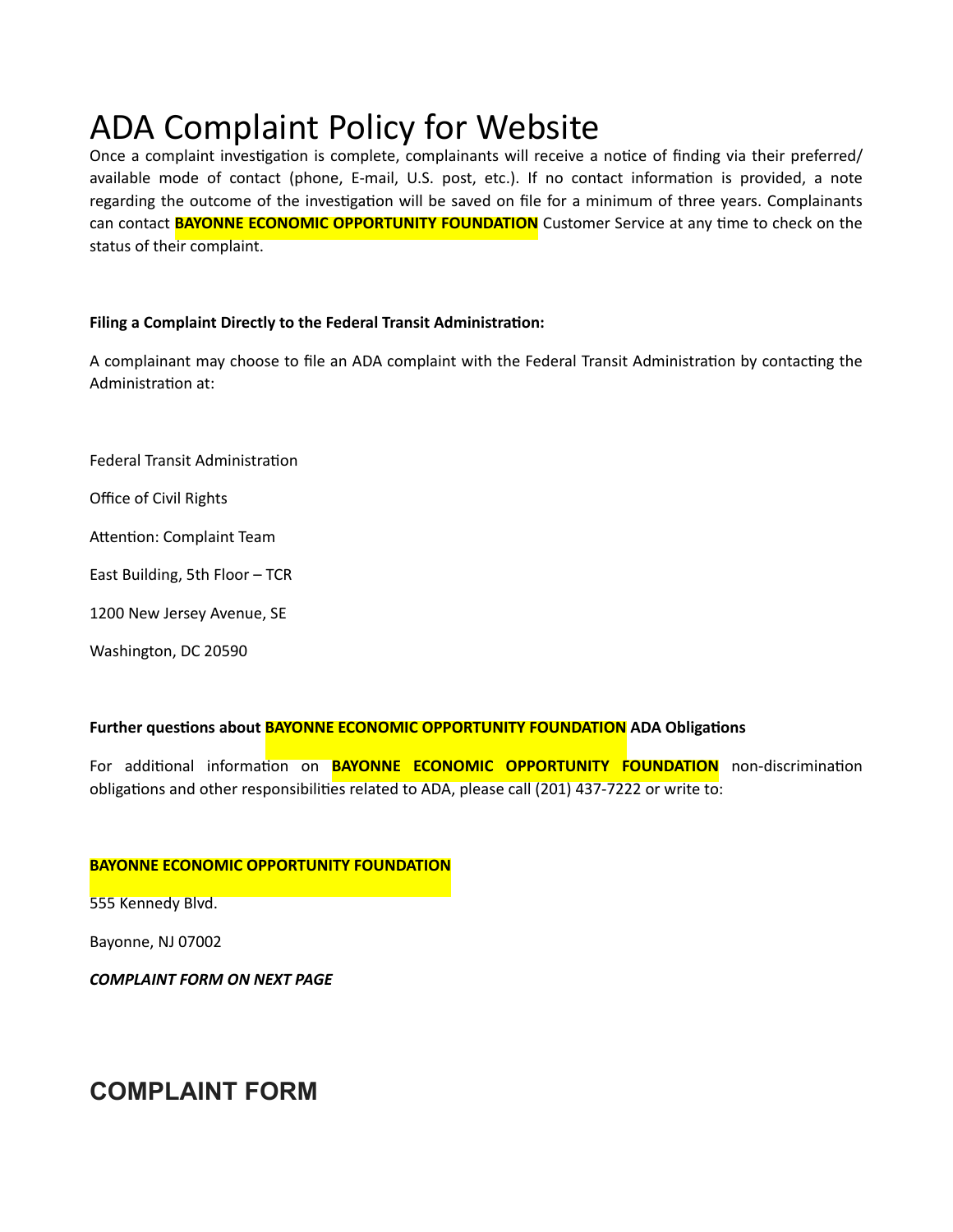# ADA Complaint Policy for Website

Once a complaint investigation is complete, complainants will receive a notice of finding via their preferred/ available mode of contact (phone, E-mail, U.S. post, etc.). If no contact information is provided, a note regarding the outcome of the investigation will be saved on file for a minimum of three years. Complainants can contact **BAYONNE ECONOMIC OPPORTUNITY FOUNDATION** Customer Service at any time to check on the status of their complaint.

**Filing a Complaint Directly to the Federal Transit Administration:**

A complainant may choose to file an ADA complaint with the Federal Transit Administration by contacting the Administration at:

Federal Transit Administration

Office of Civil Rights

Attention: Complaint Team

East Building, 5th Floor – TCR

1200 New Jersey Avenue, SE

Washington, DC 20590

**Further questions about BAYONNE ECONOMIC OPPORTUNITY FOUNDATION ADA Obligations**

For additional information on **BAYONNE ECONOMIC OPPORTUNITY FOUNDATION** non-discrimination obligations and other responsibilities related to ADA, please call (201) 437-7222 or write to:

**BAYONNE ECONOMIC OPPORTUNITY FOUNDATION**

555 Kennedy Blvd.

Bayonne, NJ 07002

***COMPLAINT FORM ON NEXT PAGE***

## COMPLAINT FORM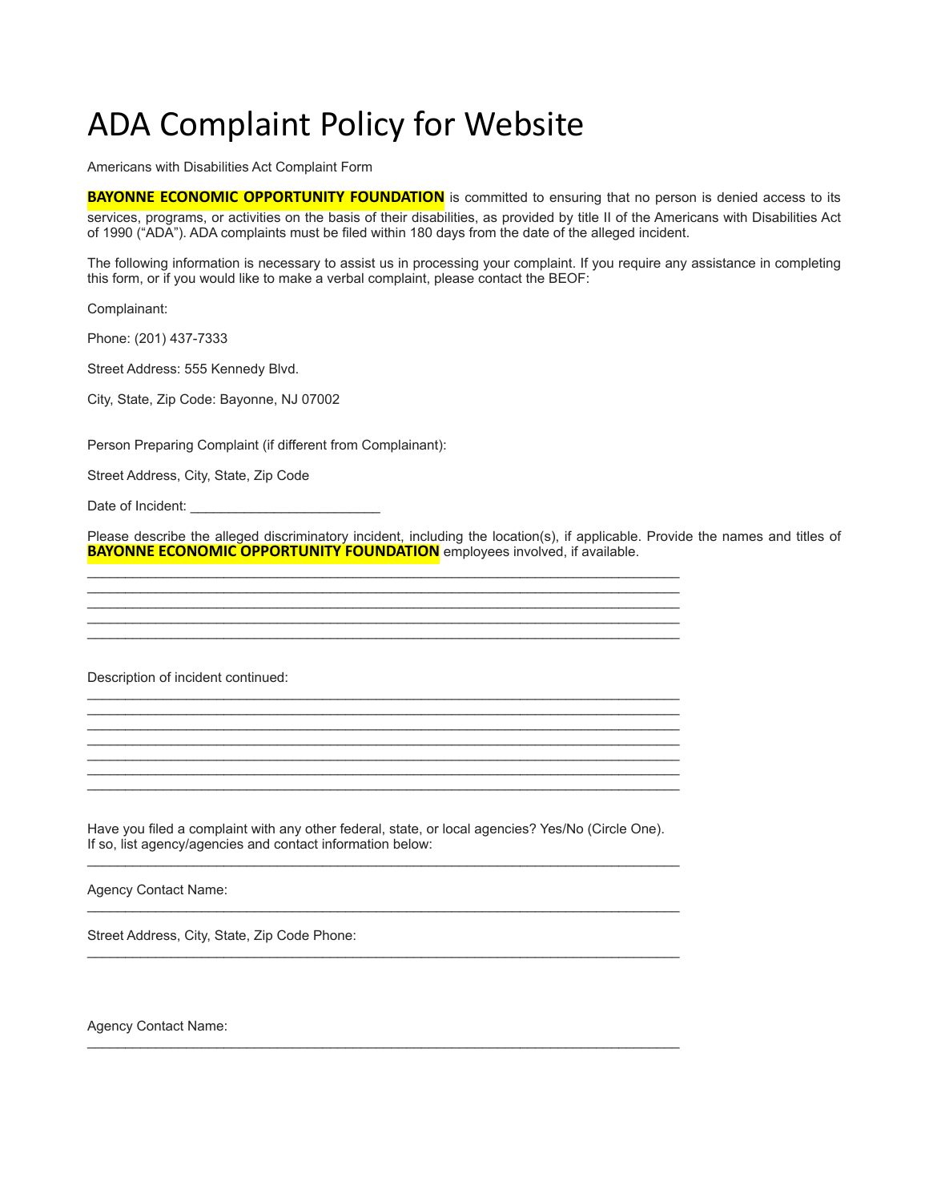# ADA Complaint Policy for Website

Americans with Disabilities Act Complaint Form

**BAYONNE ECONOMIC OPPORTUNITY FOUNDATION** is committed to ensuring that no person is denied access to its services, programs, or activities on the basis of their disabilities, as provided by title II of the Americans with Disabilities Act of 1990 ("ADA"). ADA complaints must be filed within 180 days from the date of the alleged incident.

The following information is necessary to assist us in processing your complaint. If you require any assistance in completing this form, or if you would like to make a verbal complaint, please contact the BEOF:

Complainant:

Phone: (201) 437-7333

Street Address: 555 Kennedy Blvd.

City, State, Zip Code: Bayonne, NJ 07002

Person Preparing Complaint (if different from Complainant):

Street Address, City, State, Zip Code

Date of Incident: ________________________

Please describe the alleged discriminatory incident, including the location(s), if applicable. Provide the names and titles of **BAYONNE ECONOMIC OPPORTUNITY FOUNDATION** employees involved, if available.

________________________________________________________________________________
________________________________________________________________________________
________________________________________________________________________________
________________________________________________________________________________
________________________________________________________________________________

Description of incident continued:

________________________________________________________________________________
________________________________________________________________________________
________________________________________________________________________________
________________________________________________________________________________
________________________________________________________________________________
________________________________________________________________________________
________________________________________________________________________________

Have you filed a complaint with any other federal, state, or local agencies? Yes/No (Circle One).
If so, list agency/agencies and contact information below:

________________________________________________________________________________

Agency Contact Name:

________________________________________________________________________________

Street Address, City, State, Zip Code Phone:

________________________________________________________________________________

Agency Contact Name:

________________________________________________________________________________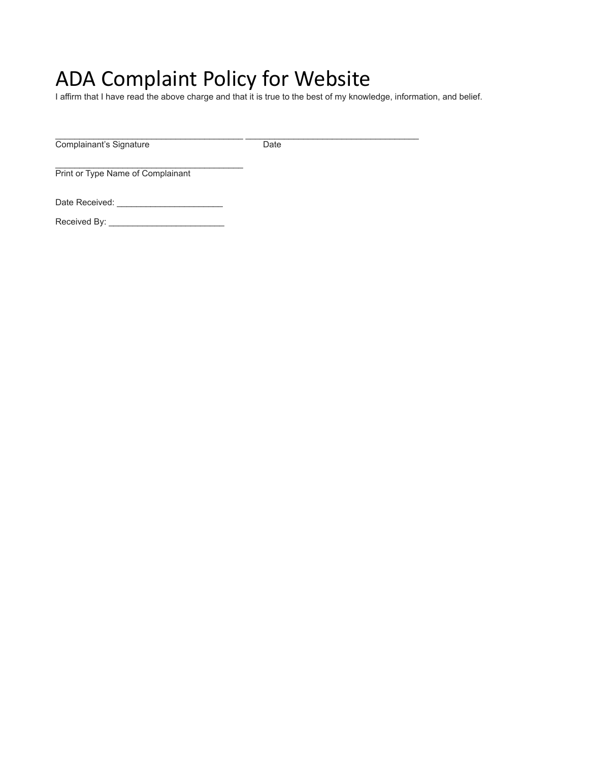# ADA Complaint Policy for Website

I affirm that I have read the above charge and that it is true to the best of my knowledge, information, and belief.

_______________________________________ ____________________________________
Complainant's Signature Date

_______________________________________
Print or Type Name of Complainant

Date Received: ______________________

Received By: ________________________